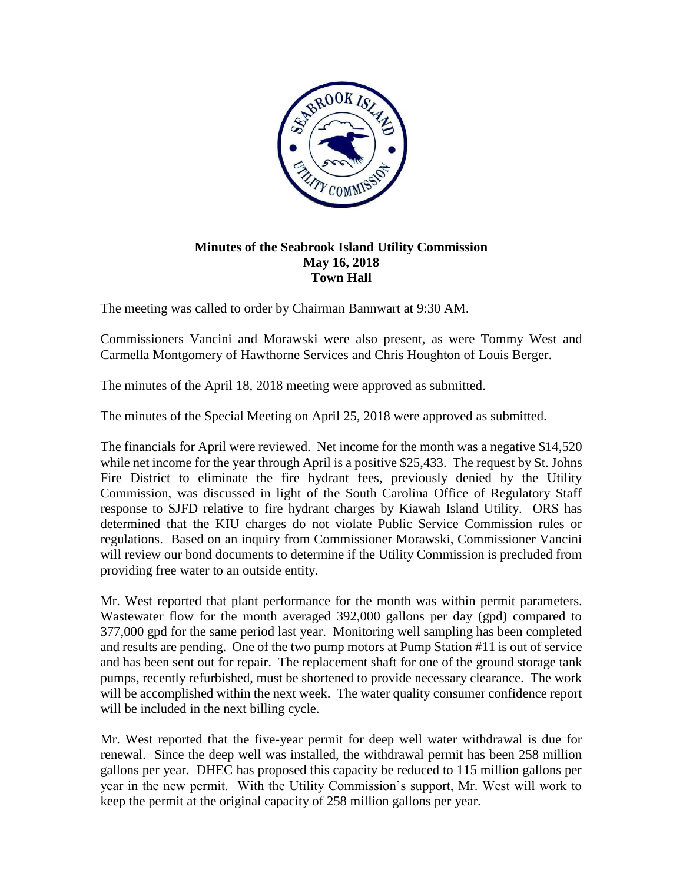**Minutes of the Seabrook Island Utility Commission**
**May 16, 2018**
**Town Hall**

The meeting was called to order by Chairman Bannwart at 9:30 AM.

Commissioners Vancini and Morawski were also present, as were Tommy West and Carmella Montgomery of Hawthorne Services and Chris Houghton of Louis Berger.

The minutes of the April 18, 2018 meeting were approved as submitted.

The minutes of the Special Meeting on April 25, 2018 were approved as submitted.

The financials for April were reviewed. Net income for the month was a negative $14,520 while net income for the year through April is a positive $25,433. The request by St. Johns Fire District to eliminate the fire hydrant fees, previously denied by the Utility Commission, was discussed in light of the South Carolina Office of Regulatory Staff response to SJFD relative to fire hydrant charges by Kiawah Island Utility. ORS has determined that the KIU charges do not violate Public Service Commission rules or regulations. Based on an inquiry from Commissioner Morawski, Commissioner Vancini will review our bond documents to determine if the Utility Commission is precluded from providing free water to an outside entity.

Mr. West reported that plant performance for the month was within permit parameters. Wastewater flow for the month averaged 392,000 gallons per day (gpd) compared to 377,000 gpd for the same period last year. Monitoring well sampling has been completed and results are pending. One of the two pump motors at Pump Station #11 is out of service and has been sent out for repair. The replacement shaft for one of the ground storage tank pumps, recently refurbished, must be shortened to provide necessary clearance. The work will be accomplished within the next week. The water quality consumer confidence report will be included in the next billing cycle.

Mr. West reported that the five-year permit for deep well water withdrawal is due for renewal. Since the deep well was installed, the withdrawal permit has been 258 million gallons per year. DHEC has proposed this capacity be reduced to 115 million gallons per year in the new permit. With the Utility Commission's support, Mr. West will work to keep the permit at the original capacity of 258 million gallons per year.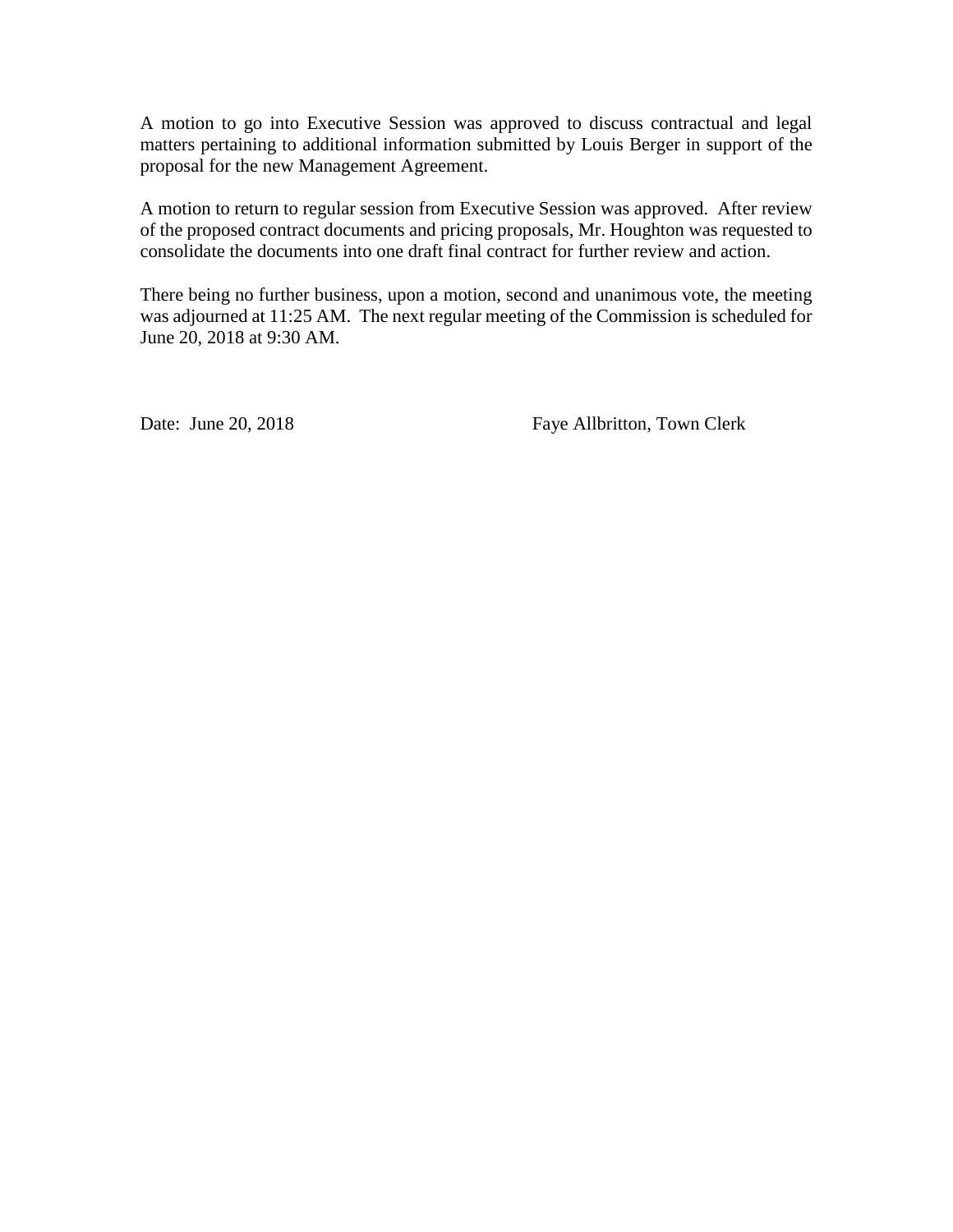A motion to go into Executive Session was approved to discuss contractual and legal matters pertaining to additional information submitted by Louis Berger in support of the proposal for the new Management Agreement.

A motion to return to regular session from Executive Session was approved. After review of the proposed contract documents and pricing proposals, Mr. Houghton was requested to consolidate the documents into one draft final contract for further review and action.

There being no further business, upon a motion, second and unanimous vote, the meeting was adjourned at 11:25 AM. The next regular meeting of the Commission is scheduled for June 20, 2018 at 9:30 AM.

Date: June 20, 2018 Faye Allbritton, Town Clerk